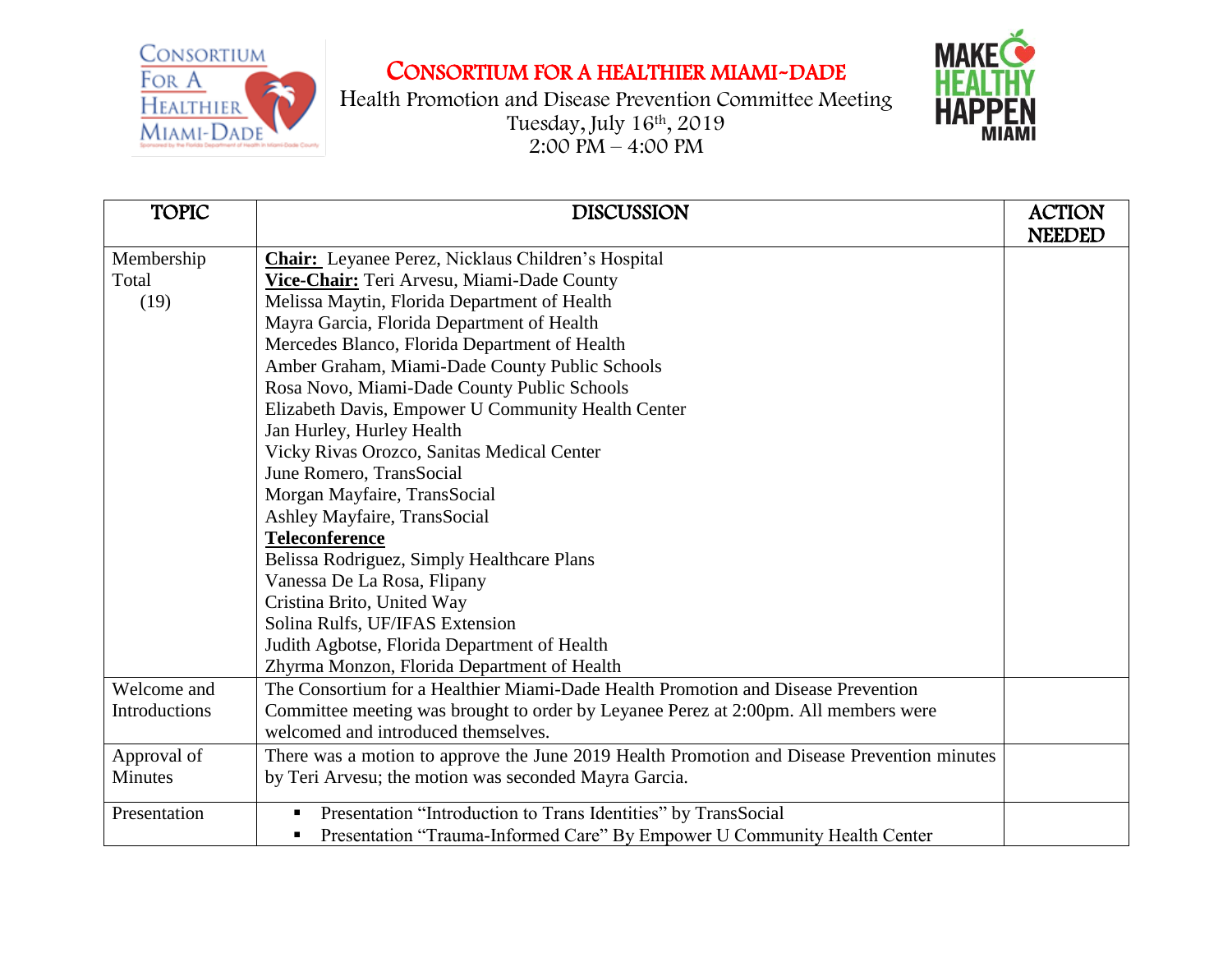# CONSORTIUM FOR A HEALTHIER MIAMI-DADE

Health Promotion and Disease Prevention Committee Meeting
Tuesday, July 16th, 2019
2:00 PM – 4:00 PM

| TOPIC | DISCUSSION | ACTION NEEDED |
|---|---|---|
| Membership Total (19) | **Chair:** Leyanee Perez, Nicklaus Children's Hospital<br>**Vice-Chair:** Teri Arvesu, Miami-Dade County<br>Melissa Maytin, Florida Department of Health<br>Mayra Garcia, Florida Department of Health<br>Mercedes Blanco, Florida Department of Health<br>Amber Graham, Miami-Dade County Public Schools<br>Rosa Novo, Miami-Dade County Public Schools<br>Elizabeth Davis, Empower U Community Health Center<br>Jan Hurley, Hurley Health<br>Vicky Rivas Orozco, Sanitas Medical Center<br>June Romero, TransSocial<br>Morgan Mayfaire, TransSocial<br>Ashley Mayfaire, TransSocial<br>**Teleconference**<br>Belissa Rodriguez, Simply Healthcare Plans<br>Vanessa De La Rosa, Flipany<br>Cristina Brito, United Way<br>Solina Rulfs, UF/IFAS Extension<br>Judith Agbotse, Florida Department of Health<br>Zhyrma Monzon, Florida Department of Health | |
| Welcome and Introductions | The Consortium for a Healthier Miami-Dade Health Promotion and Disease Prevention Committee meeting was brought to order by Leyanee Perez at 2:00pm. All members were welcomed and introduced themselves. | |
| Approval of Minutes | There was a motion to approve the June 2019 Health Promotion and Disease Prevention minutes by Teri Arvesu; the motion was seconded Mayra Garcia. | |
| Presentation | ▪ Presentation "Introduction to Trans Identities" by TransSocial<br>▪ Presentation "Trauma-Informed Care" By Empower U Community Health Center | |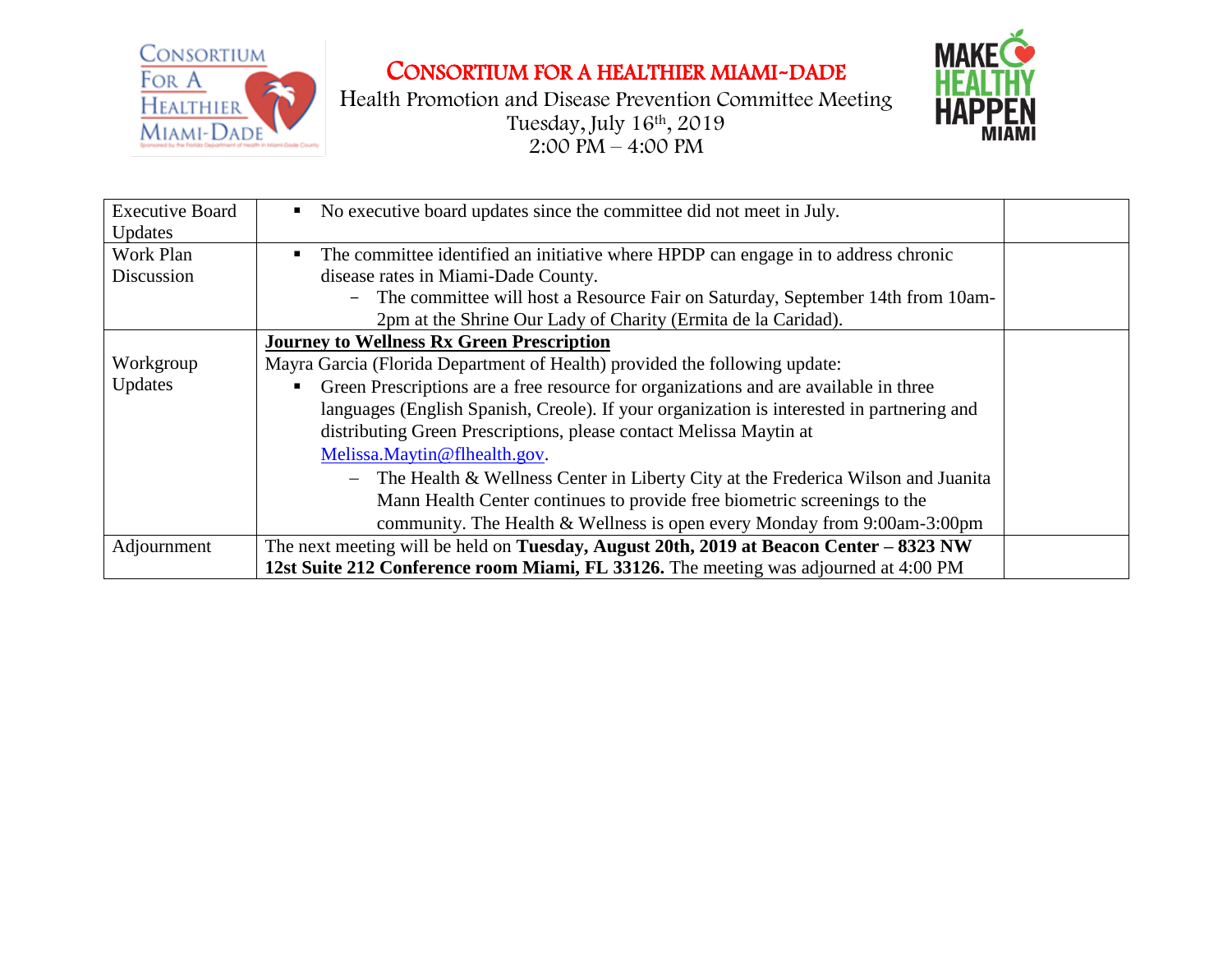# CONSORTIUM FOR A HEALTHIER MIAMI-DADE

Health Promotion and Disease Prevention Committee Meeting
Tuesday, July 16th, 2019
2:00 PM – 4:00 PM

| | | |
|---|---|---|
| Executive Board Updates | ▪ No executive board updates since the committee did not meet in July. | |
| Work Plan Discussion | ▪ The committee identified an initiative where HPDP can engage in to address chronic disease rates in Miami-Dade County.<br>– The committee will host a Resource Fair on Saturday, September 14th from 10am-2pm at the Shrine Our Lady of Charity (Ermita de la Caridad). | |
| Workgroup Updates | **Journey to Wellness Rx Green Prescription**<br>Mayra Garcia (Florida Department of Health) provided the following update:<br>▪ Green Prescriptions are a free resource for organizations and are available in three languages (English Spanish, Creole). If your organization is interested in partnering and distributing Green Prescriptions, please contact Melissa Maytin at Melissa.Maytin@flhealth.gov.<br>– The Health & Wellness Center in Liberty City at the Frederica Wilson and Juanita Mann Health Center continues to provide free biometric screenings to the community. The Health & Wellness is open every Monday from 9:00am-3:00pm | |
| Adjournment | The next meeting will be held on **Tuesday, August 20th, 2019 at Beacon Center – 8323 NW 12st Suite 212 Conference room Miami, FL 33126.** The meeting was adjourned at 4:00 PM | |